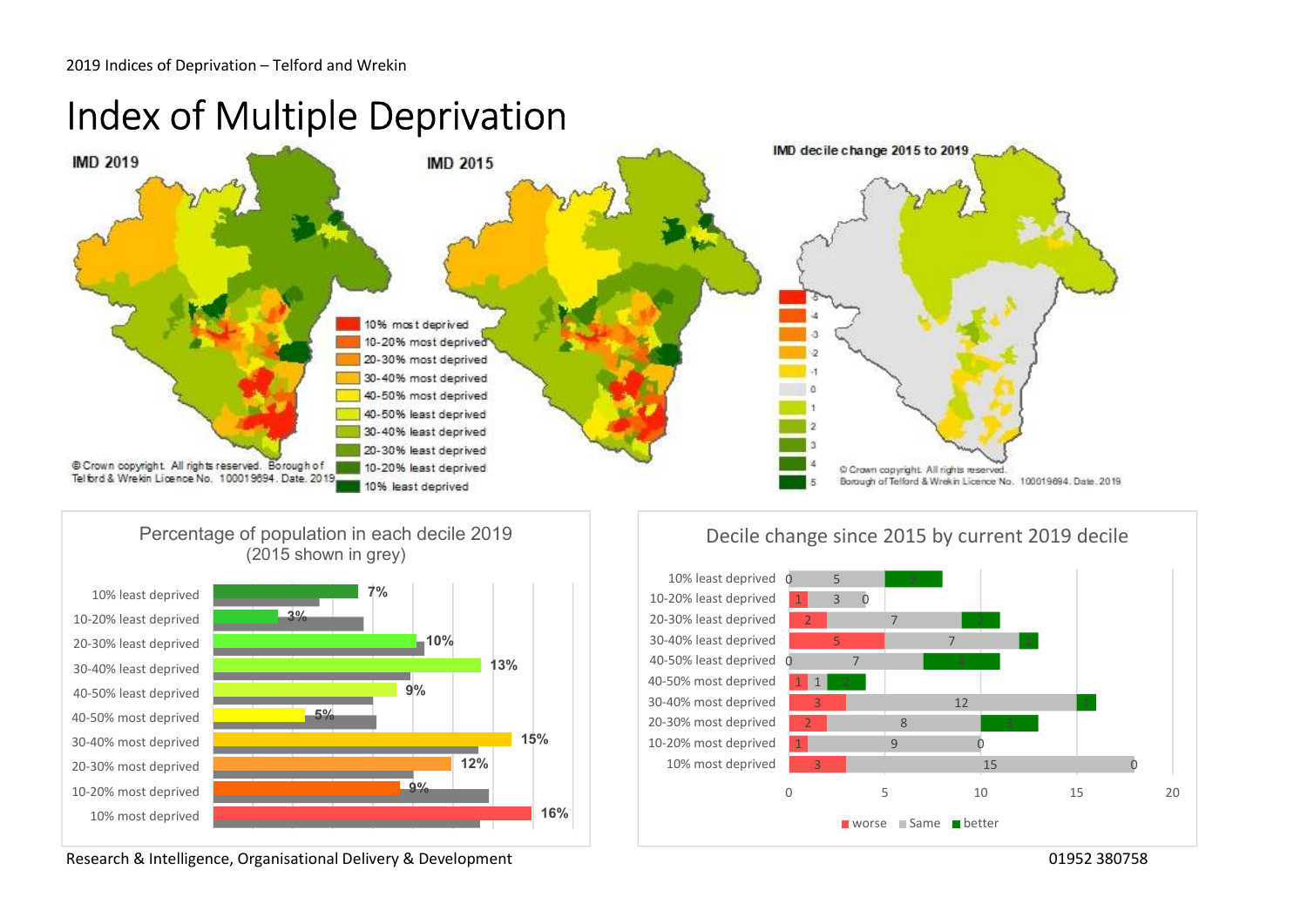2019 Indices of Deprivation – Telford and Wrekin

# Index of Multiple Deprivation

IMD 2019

IMD 2015

IMD decile change 2015 to 2019

10% most deprived
10-20% most deprived
20-30% most deprived
30-40% most deprived
40-50% most deprived
40-50% least deprived
30-40% least deprived
20-30% least deprived
10-20% least deprived
10% least deprived

© Crown copyright. All rights reserved. Borough of Telford & Wrekin Licence No. 100019694. Date. 2019

## Percentage of population in each decile 2019 (2015 shown in grey)

| Decile | 2019 |
|---|---|
| 10% least deprived | 7% |
| 10-20% least deprived | 3% |
| 20-30% least deprived | 10% |
| 30-40% least deprived | 13% |
| 40-50% least deprived | 9% |
| 40-50% most deprived | 5% |
| 30-40% most deprived | 15% |
| 20-30% most deprived | 12% |
| 10-20% most deprived | 9% |
| 10% most deprived | 16% |

## Decile change since 2015 by current 2019 decile

| Decile | worse | Same | better |
|---|---|---|---|
| 10% least deprived | 0 | 5 | 3 |
| 10-20% least deprived | 1 | 3 | 0 |
| 20-30% least deprived | 2 | 7 | 2 |
| 30-40% least deprived | 5 | 7 | 1 |
| 40-50% least deprived | 0 | 7 | 4 |
| 40-50% most deprived | 1 | 1 | 2 |
| 30-40% most deprived | 3 | 12 | 1 |
| 20-30% most deprived | 2 | 8 | 3 |
| 10-20% most deprived | 1 | 9 | 0 |
| 10% most deprived | 3 | 15 | 0 |

Research & Intelligence, Organisational Delivery & Development 01952 380758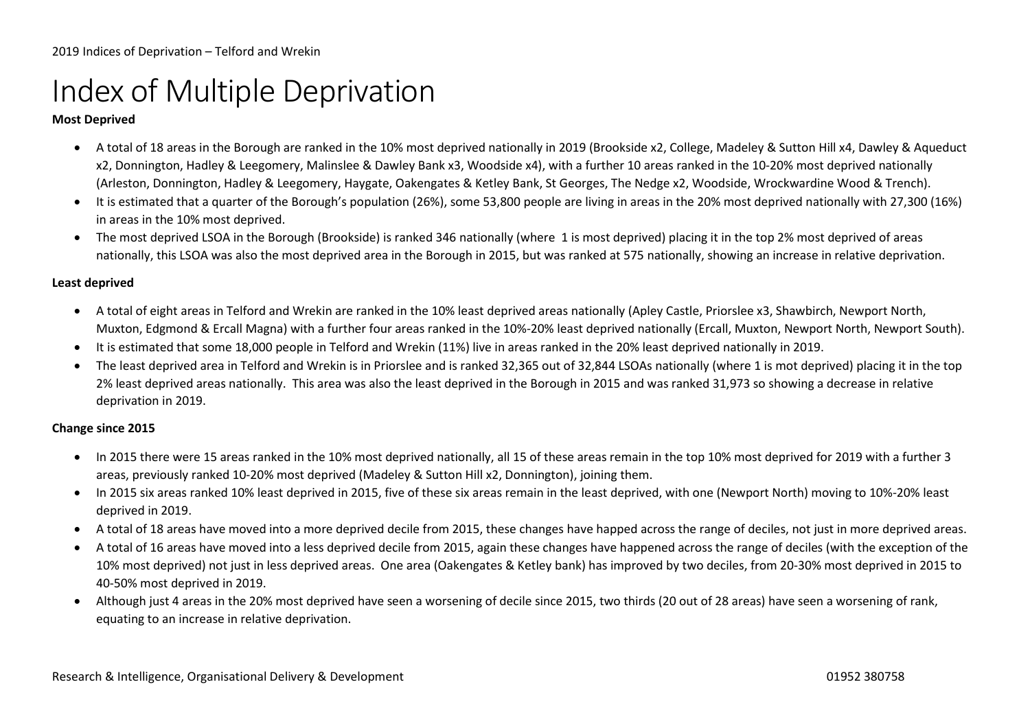# Index of Multiple Deprivation

**Most Deprived**

- A total of 18 areas in the Borough are ranked in the 10% most deprived nationally in 2019 (Brookside x2, College, Madeley & Sutton Hill x4, Dawley & Aqueduct x2, Donnington, Hadley & Leegomery, Malinslee & Dawley Bank x3, Woodside x4), with a further 10 areas ranked in the 10-20% most deprived nationally (Arleston, Donnington, Hadley & Leegomery, Haygate, Oakengates & Ketley Bank, St Georges, The Nedge x2, Woodside, Wrockwardine Wood & Trench).
- It is estimated that a quarter of the Borough's population (26%), some 53,800 people are living in areas in the 20% most deprived nationally with 27,300 (16%) in areas in the 10% most deprived.
- The most deprived LSOA in the Borough (Brookside) is ranked 346 nationally (where 1 is most deprived) placing it in the top 2% most deprived of areas nationally, this LSOA was also the most deprived area in the Borough in 2015, but was ranked at 575 nationally, showing an increase in relative deprivation.

**Least deprived**

- A total of eight areas in Telford and Wrekin are ranked in the 10% least deprived areas nationally (Apley Castle, Priorslee x3, Shawbirch, Newport North, Muxton, Edgmond & Ercall Magna) with a further four areas ranked in the 10%-20% least deprived nationally (Ercall, Muxton, Newport North, Newport South).
- It is estimated that some 18,000 people in Telford and Wrekin (11%) live in areas ranked in the 20% least deprived nationally in 2019.
- The least deprived area in Telford and Wrekin is in Priorslee and is ranked 32,365 out of 32,844 LSOAs nationally (where 1 is mot deprived) placing it in the top 2% least deprived areas nationally. This area was also the least deprived in the Borough in 2015 and was ranked 31,973 so showing a decrease in relative deprivation in 2019.

**Change since 2015**

- In 2015 there were 15 areas ranked in the 10% most deprived nationally, all 15 of these areas remain in the top 10% most deprived for 2019 with a further 3 areas, previously ranked 10-20% most deprived (Madeley & Sutton Hill x2, Donnington), joining them.
- In 2015 six areas ranked 10% least deprived in 2015, five of these six areas remain in the least deprived, with one (Newport North) moving to 10%-20% least deprived in 2019.
- A total of 18 areas have moved into a more deprived decile from 2015, these changes have happed across the range of deciles, not just in more deprived areas.
- A total of 16 areas have moved into a less deprived decile from 2015, again these changes have happened across the range of deciles (with the exception of the 10% most deprived) not just in less deprived areas. One area (Oakengates & Ketley bank) has improved by two deciles, from 20-30% most deprived in 2015 to 40-50% most deprived in 2019.
- Although just 4 areas in the 20% most deprived have seen a worsening of decile since 2015, two thirds (20 out of 28 areas) have seen a worsening of rank, equating to an increase in relative deprivation.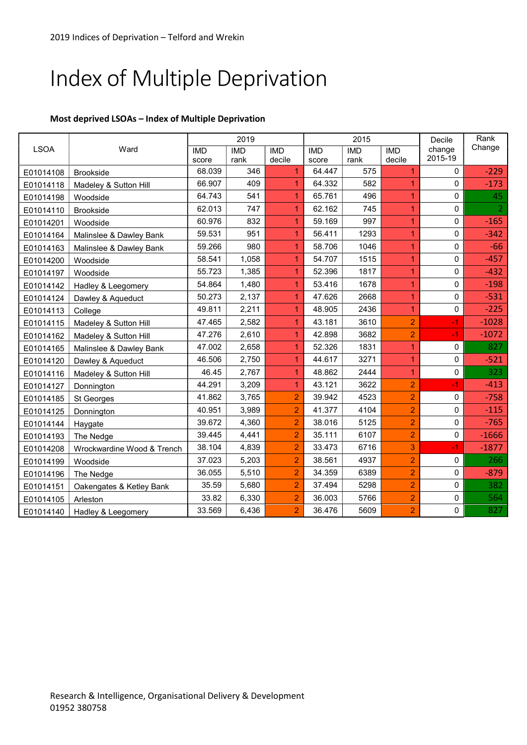# Index of Multiple Deprivation

**Most deprived LSOAs – Index of Multiple Deprivation**

| LSOA | Ward | 2019 | | | 2015 | | | Decile change 2015-19 | Rank Change |
|---|---|---|---|---|---|---|---|---|---|
| | | IMD score | IMD rank | IMD decile | IMD score | IMD rank | IMD decile | | |
| E01014108 | Brookside | 68.039 | 346 | 1 | 64.447 | 575 | 1 | 0 | -229 |
| E01014118 | Madeley & Sutton Hill | 66.907 | 409 | 1 | 64.332 | 582 | 1 | 0 | -173 |
| E01014198 | Woodside | 64.743 | 541 | 1 | 65.761 | 496 | 1 | 0 | 45 |
| E01014110 | Brookside | 62.013 | 747 | 1 | 62.162 | 745 | 1 | 0 | 2 |
| E01014201 | Woodside | 60.976 | 832 | 1 | 59.169 | 997 | 1 | 0 | -165 |
| E01014164 | Malinslee & Dawley Bank | 59.531 | 951 | 1 | 56.411 | 1293 | 1 | 0 | -342 |
| E01014163 | Malinslee & Dawley Bank | 59.266 | 980 | 1 | 58.706 | 1046 | 1 | 0 | -66 |
| E01014200 | Woodside | 58.541 | 1,058 | 1 | 54.707 | 1515 | 1 | 0 | -457 |
| E01014197 | Woodside | 55.723 | 1,385 | 1 | 52.396 | 1817 | 1 | 0 | -432 |
| E01014142 | Hadley & Leegomery | 54.864 | 1,480 | 1 | 53.416 | 1678 | 1 | 0 | -198 |
| E01014124 | Dawley & Aqueduct | 50.273 | 2,137 | 1 | 47.626 | 2668 | 1 | 0 | -531 |
| E01014113 | College | 49.811 | 2,211 | 1 | 48.905 | 2436 | 1 | 0 | -225 |
| E01014115 | Madeley & Sutton Hill | 47.465 | 2,582 | 1 | 43.181 | 3610 | 2 | -1 | -1028 |
| E01014162 | Madeley & Sutton Hill | 47.276 | 2,610 | 1 | 42.898 | 3682 | 2 | -1 | -1072 |
| E01014165 | Malinslee & Dawley Bank | 47.002 | 2,658 | 1 | 52.326 | 1831 | 1 | 0 | 827 |
| E01014120 | Dawley & Aqueduct | 46.506 | 2,750 | 1 | 44.617 | 3271 | 1 | 0 | -521 |
| E01014116 | Madeley & Sutton Hill | 46.45 | 2,767 | 1 | 48.862 | 2444 | 1 | 0 | 323 |
| E01014127 | Donnington | 44.291 | 3,209 | 1 | 43.121 | 3622 | 2 | -1 | -413 |
| E01014185 | St Georges | 41.862 | 3,765 | 2 | 39.942 | 4523 | 2 | 0 | -758 |
| E01014125 | Donnington | 40.951 | 3,989 | 2 | 41.377 | 4104 | 2 | 0 | -115 |
| E01014144 | Haygate | 39.672 | 4,360 | 2 | 38.016 | 5125 | 2 | 0 | -765 |
| E01014193 | The Nedge | 39.445 | 4,441 | 2 | 35.111 | 6107 | 2 | 0 | -1666 |
| E01014208 | Wrockwardine Wood & Trench | 38.104 | 4,839 | 2 | 33.473 | 6716 | 3 | -1 | -1877 |
| E01014199 | Woodside | 37.023 | 5,203 | 2 | 38.561 | 4937 | 2 | 0 | 266 |
| E01014196 | The Nedge | 36.055 | 5,510 | 2 | 34.359 | 6389 | 2 | 0 | -879 |
| E01014151 | Oakengates & Ketley Bank | 35.59 | 5,680 | 2 | 37.494 | 5298 | 2 | 0 | 382 |
| E01014105 | Arleston | 33.82 | 6,330 | 2 | 36.003 | 5766 | 2 | 0 | 564 |
| E01014140 | Hadley & Leegomery | 33.569 | 6,436 | 2 | 36.476 | 5609 | 2 | 0 | 827 |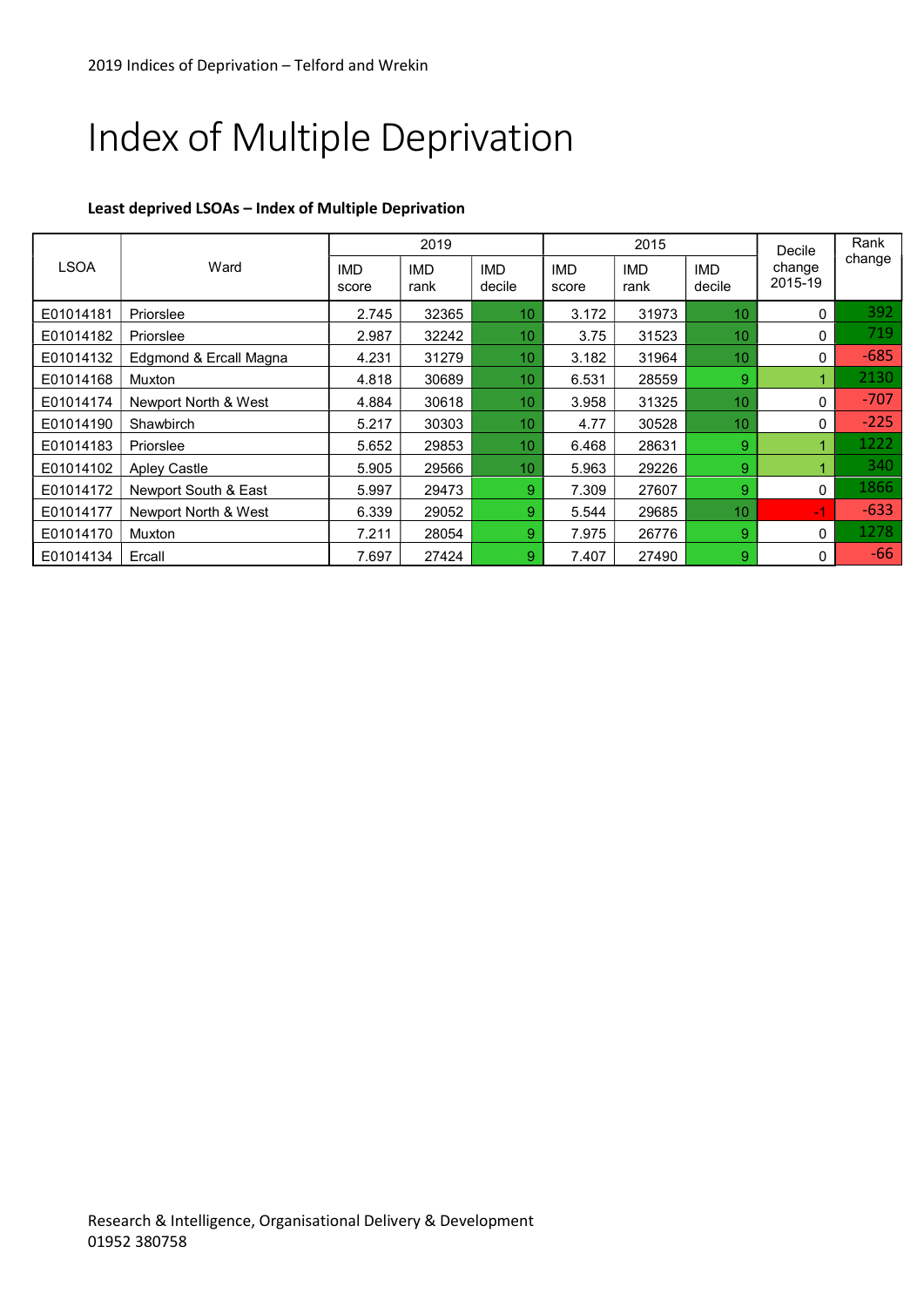# Index of Multiple Deprivation

**Least deprived LSOAs – Index of Multiple Deprivation**

| LSOA | Ward | 2019 | | | 2015 | | | Decile change 2015-19 | Rank change |
|---|---|---|---|---|---|---|---|---|---|
| | | IMD score | IMD rank | IMD decile | IMD score | IMD rank | IMD decile | | |
| E01014181 | Priorslee | 2.745 | 32365 | 10 | 3.172 | 31973 | 10 | 0 | 392 |
| E01014182 | Priorslee | 2.987 | 32242 | 10 | 3.75 | 31523 | 10 | 0 | 719 |
| E01014132 | Edgmond & Ercall Magna | 4.231 | 31279 | 10 | 3.182 | 31964 | 10 | 0 | -685 |
| E01014168 | Muxton | 4.818 | 30689 | 10 | 6.531 | 28559 | 9 | 1 | 2130 |
| E01014174 | Newport North & West | 4.884 | 30618 | 10 | 3.958 | 31325 | 10 | 0 | -707 |
| E01014190 | Shawbirch | 5.217 | 30303 | 10 | 4.77 | 30528 | 10 | 0 | -225 |
| E01014183 | Priorslee | 5.652 | 29853 | 10 | 6.468 | 28631 | 9 | 1 | 1222 |
| E01014102 | Apley Castle | 5.905 | 29566 | 10 | 5.963 | 29226 | 9 | 1 | 340 |
| E01014172 | Newport South & East | 5.997 | 29473 | 9 | 7.309 | 27607 | 9 | 0 | 1866 |
| E01014177 | Newport North & West | 6.339 | 29052 | 9 | 5.544 | 29685 | 10 | -1 | -633 |
| E01014170 | Muxton | 7.211 | 28054 | 9 | 7.975 | 26776 | 9 | 0 | 1278 |
| E01014134 | Ercall | 7.697 | 27424 | 9 | 7.407 | 27490 | 9 | 0 | -66 |